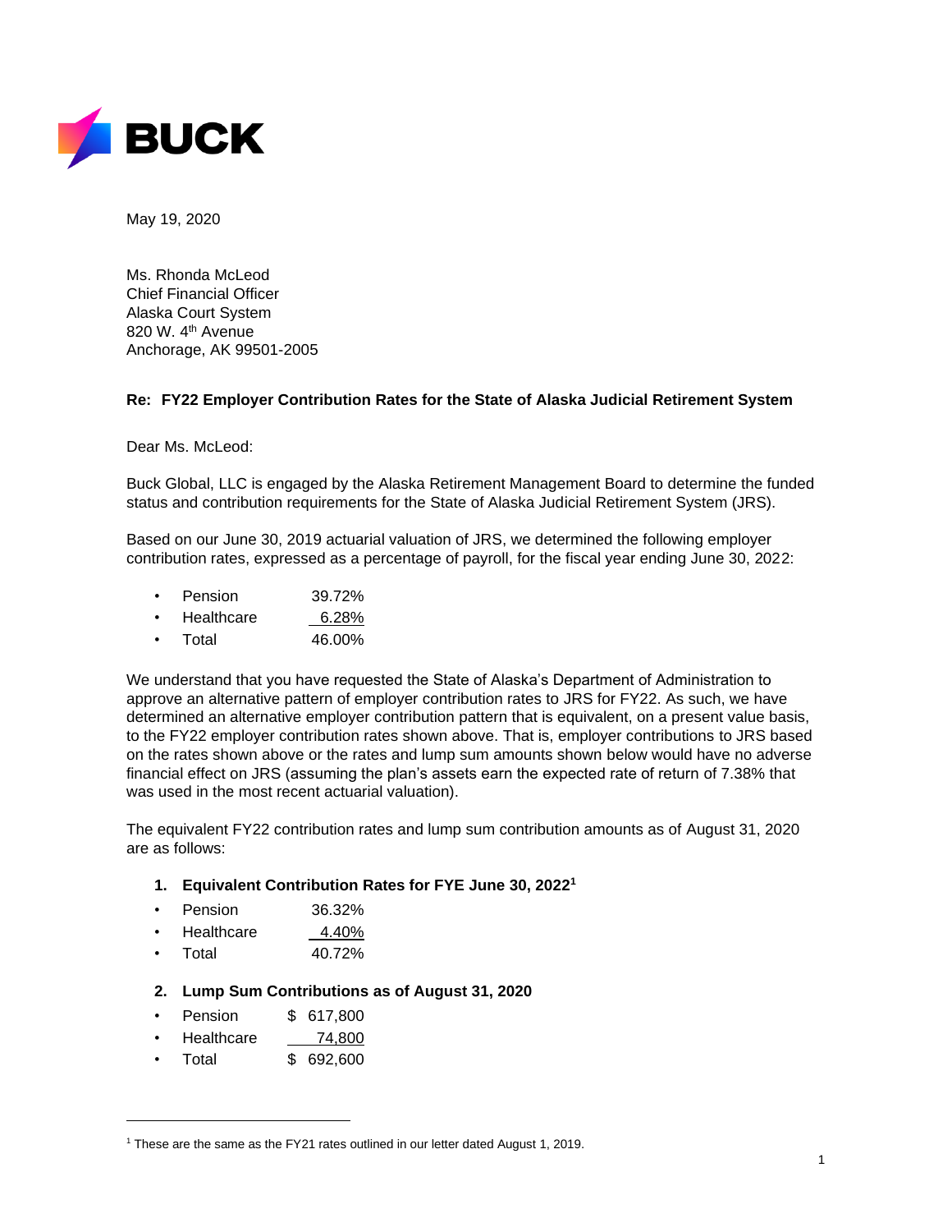**BUCK**

May 19, 2020

Ms. Rhonda McLeod
Chief Financial Officer
Alaska Court System
820 W. 4th Avenue
Anchorage, AK 99501-2005

**Re: FY22 Employer Contribution Rates for the State of Alaska Judicial Retirement System**

Dear Ms. McLeod:

Buck Global, LLC is engaged by the Alaska Retirement Management Board to determine the funded status and contribution requirements for the State of Alaska Judicial Retirement System (JRS).

Based on our June 30, 2019 actuarial valuation of JRS, we determined the following employer contribution rates, expressed as a percentage of payroll, for the fiscal year ending June 30, 2022:

- Pension 39.72%
- Healthcare 6.28%
- Total 46.00%

We understand that you have requested the State of Alaska's Department of Administration to approve an alternative pattern of employer contribution rates to JRS for FY22. As such, we have determined an alternative employer contribution pattern that is equivalent, on a present value basis, to the FY22 employer contribution rates shown above. That is, employer contributions to JRS based on the rates shown above or the rates and lump sum amounts shown below would have no adverse financial effect on JRS (assuming the plan's assets earn the expected rate of return of 7.38% that was used in the most recent actuarial valuation).

The equivalent FY22 contribution rates and lump sum contribution amounts as of August 31, 2020 are as follows:

1. **Equivalent Contribution Rates for FYE June 30, 2022**[1]

- Pension 36.32%
- Healthcare 4.40%
- Total 40.72%

2. **Lump Sum Contributions as of August 31, 2020**

- Pension $ 617,800
- Healthcare 74,800
- Total $ 692,600

[1] These are the same as the FY21 rates outlined in our letter dated August 1, 2019.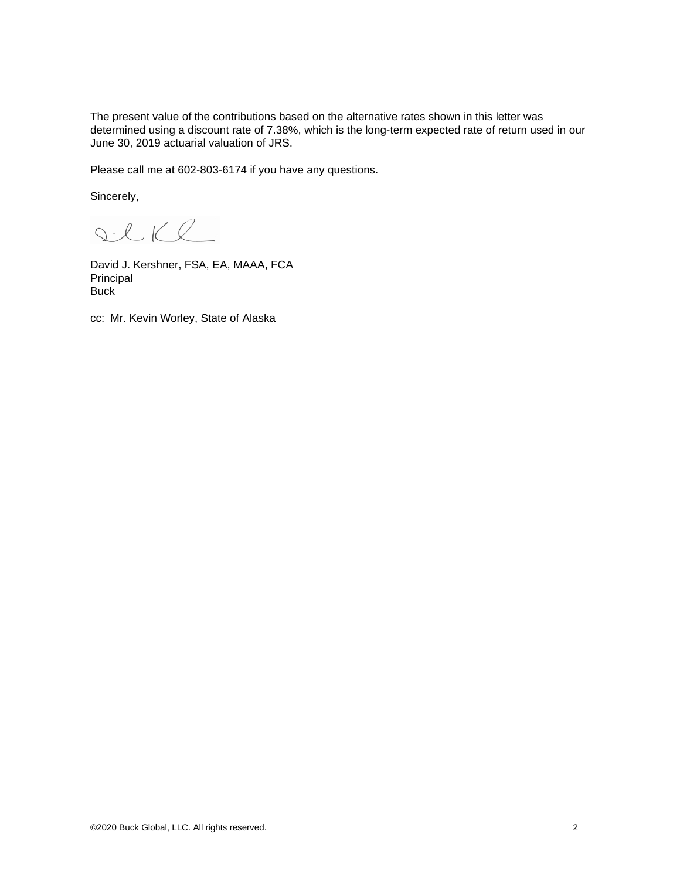The present value of the contributions based on the alternative rates shown in this letter was determined using a discount rate of 7.38%, which is the long-term expected rate of return used in our June 30, 2019 actuarial valuation of JRS.

Please call me at 602-803-6174 if you have any questions.

Sincerely,

David J. Kershner, FSA, EA, MAAA, FCA
Principal
Buck

cc: Mr. Kevin Worley, State of Alaska

©2020 Buck Global, LLC. All rights reserved.